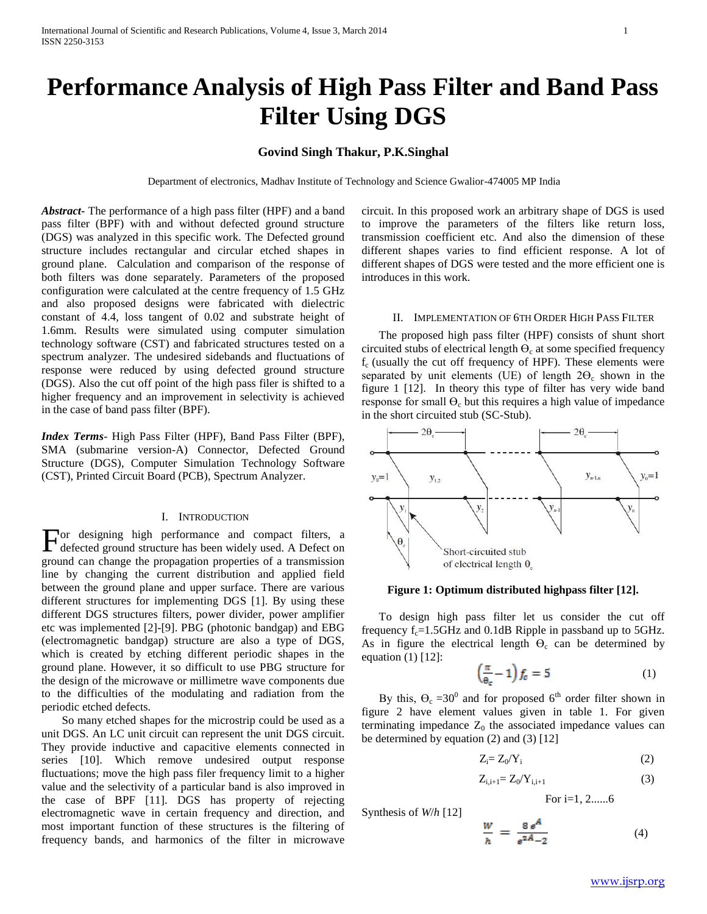# Performance Analysis of High Pass Filter and Band Pass Filter Using DGS

**Govind Singh Thakur, P.K.Singhal**

Department of electronics, Madhav Institute of Technology and Science Gwalior-474005 MP India

***Abstract***- The performance of a high pass filter (HPF) and a band pass filter (BPF) with and without defected ground structure (DGS) was analyzed in this specific work. The Defected ground structure includes rectangular and circular etched shapes in ground plane. Calculation and comparison of the response of both filters was done separately. Parameters of the proposed configuration were calculated at the centre frequency of 1.5 GHz and also proposed designs were fabricated with dielectric constant of 4.4, loss tangent of 0.02 and substrate height of 1.6mm. Results were simulated using computer simulation technology software (CST) and fabricated structures tested on a spectrum analyzer. The undesired sidebands and fluctuations of response were reduced by using defected ground structure (DGS). Also the cut off point of the high pass filer is shifted to a higher frequency and an improvement in selectivity is achieved in the case of band pass filter (BPF).

***Index Terms***- High Pass Filter (HPF), Band Pass Filter (BPF), SMA (submarine version-A) Connector, Defected Ground Structure (DGS), Computer Simulation Technology Software (CST), Printed Circuit Board (PCB), Spectrum Analyzer.

## I. Introduction

For designing high performance and compact filters, a defected ground structure has been widely used. A Defect on ground can change the propagation properties of a transmission line by changing the current distribution and applied field between the ground plane and upper surface. There are various different structures for implementing DGS [1]. By using these different DGS structures filters, power divider, power amplifier etc was implemented [2]-[9]. PBG (photonic bandgap) and EBG (electromagnetic bandgap) structure are also a type of DGS, which is created by etching different periodic shapes in the ground plane. However, it so difficult to use PBG structure for the design of the microwave or millimetre wave components due to the difficulties of the modulating and radiation from the periodic etched defects.

So many etched shapes for the microstrip could be used as a unit DGS. An LC unit circuit can represent the unit DGS circuit. They provide inductive and capacitive elements connected in series [10]. Which remove undesired output response fluctuations; move the high pass filer frequency limit to a higher value and the selectivity of a particular band is also improved in the case of BPF [11]. DGS has property of rejecting electromagnetic wave in certain frequency and direction, and most important function of these structures is the filtering of frequency bands, and harmonics of the filter in microwave circuit. In this proposed work an arbitrary shape of DGS is used to improve the parameters of the filters like return loss, transmission coefficient etc. And also the dimension of these different shapes varies to find efficient response. A lot of different shapes of DGS were tested and the more efficient one is introduces in this work.

## II. Implementation of 6th Order High Pass Filter

The proposed high pass filter (HPF) consists of shunt short circuited stubs of electrical length $\Theta_c$ at some specified frequency $f_c$ (usually the cut off frequency of HPF). These elements were separated by unit elements (UE) of length $2\Theta_c$ shown in the figure 1 [12]. In theory this type of filter has very wide band response for small $\Theta_c$ but this requires a high value of impedance in the short circuited stub (SC-Stub).

**Figure 1: Optimum distributed highpass filter [12].**

To design high pass filter let us consider the cut off frequency $f_c$=1.5GHz and 0.1dB Ripple in passband up to 5GHz. As in figure the electrical length $\Theta_c$ can be determined by equation (1) [12]:

$$\left(\frac{\pi}{\theta_c}-1\right)f_c = 5 \tag{1}$$

By this, $\Theta_c = 30^0$ and for proposed 6[th] order filter shown in figure 2 have element values given in table 1. For given terminating impedance $Z_0$ the associated impedance values can be determined by equation (2) and (3) [12]

$$Z_i = Z_0/Y_i \tag{2}$$

$$Z_{i,i+1} = Z_0/Y_{i,i+1} \tag{3}$$

For i=1, 2......6

Synthesis of *W*/*h* [12]

$$\frac{W}{h} = \frac{8\,e^{A}}{e^{2A}-2} \tag{4}$$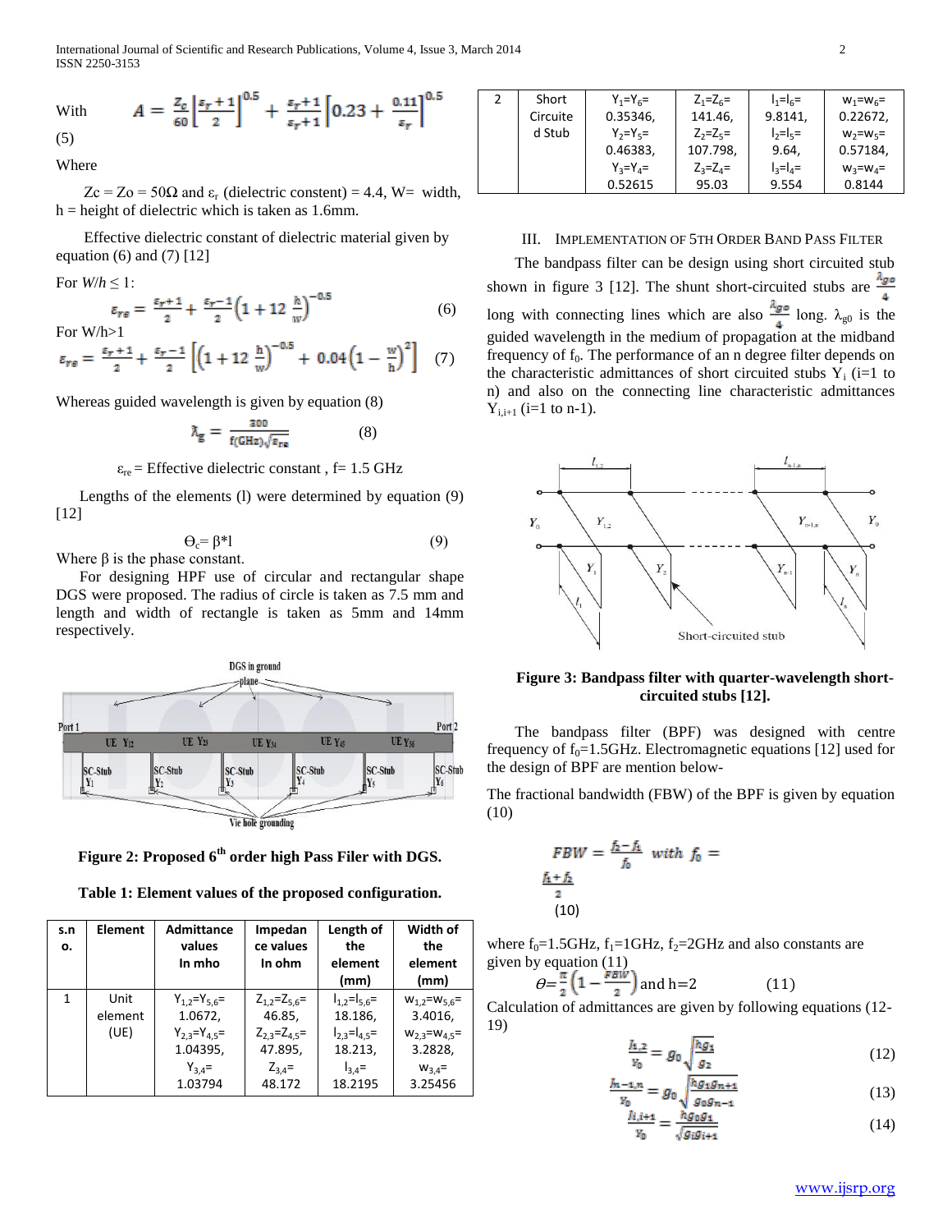With $A = \frac{Z_c}{60}\left[\frac{\varepsilon_r+1}{2}\right]^{0.5} + \frac{\varepsilon_r+1}{\varepsilon_r+1}\left[0.23 + \frac{0.11}{\varepsilon_r}\right]^{0.5}$ (5)

Where

Zc = Zo = 50Ω and $\varepsilon_r$ (dielectric constent) = 4.4, W= width, h = height of dielectric which is taken as 1.6mm.

Effective dielectric constant of dielectric material given by equation (6) and (7) [12]

For $W/h \leq 1$:

$$\varepsilon_{re} = \frac{\varepsilon_r+1}{2} + \frac{\varepsilon_r-1}{2}\left(1+12\,\frac{h}{w}\right)^{-0.5} \quad (6)$$

For W/h>1

$$\varepsilon_{re} = \frac{\varepsilon_r+1}{2} + \frac{\varepsilon_r-1}{2}\left[\left(1+12\,\frac{h}{w}\right)^{-0.5} + 0.04\left(1-\frac{w}{h}\right)^2\right] \quad (7)$$

Whereas guided wavelength is given by equation (8)

$$\lambda_g = \frac{300}{f(\text{GHz})\sqrt{\varepsilon_{re}}} \quad (8)$$

$\varepsilon_{re}$ = Effective dielectric constant , f= 1.5 GHz

Lengths of the elements (l) were determined by equation (9) [12]

$$\Theta_c = \beta * l \quad (9)$$

Where β is the phase constant.

For designing HPF use of circular and rectangular shape DGS were proposed. The radius of circle is taken as 7.5 mm and length and width of rectangle is taken as 5mm and 14mm respectively.

**Figure 2: Proposed 6th order high Pass Filer with DGS.**

**Table 1: Element values of the proposed configuration.**

| s.no. | Element | Admittance values In mho | Impedance values In ohm | Length of the element (mm) | Width of the element (mm) |
|---|---|---|---|---|---|
| 1 | Unit element (UE) | $Y_{1,2}=Y_{5,6}=$ 1.0672, $Y_{2,3}=Y_{4,5}=$ 1.04395, $Y_{3,4}=$ 1.03794 | $Z_{1,2}=Z_{5,6}=$ 46.85, $Z_{2,3}=Z_{4,5}=$ 47.895, $Z_{3,4}=$ 48.172 | $l_{1,2}=l_{5,6}=$ 18.186, $l_{2,3}=l_{4,5}=$ 18.213, $l_{3,4}=$ 18.2195 | $w_{1,2}=w_{5,6}=$ 3.4016, $w_{2,3}=w_{4,5}=$ 3.2828, $w_{3,4}=$ 3.25456 |
| 2 | Short Circuited Stub | $Y_1=Y_6=$ 0.35346, $Y_2=Y_5=$ 0.46383, $Y_3=Y_4=$ 0.52615 | $Z_1=Z_6=$ 141.46, $Z_2=Z_5=$ 107.798, $Z_3=Z_4=$ 95.03 | $l_1=l_6=$ 9.8141, $l_2=l_5=$ 9.64, $l_3=l_4=$ 9.554 | $w_1=w_6=$ 0.22672, $w_2=w_5=$ 0.57184, $w_3=w_4=$ 0.8144 |

## III. Implementation of 5th Order Band Pass Filter

The bandpass filter can be design using short circuited stub shown in figure 3 [12]. The shunt short-circuited stubs are $\frac{\lambda_{go}}{4}$ long with connecting lines which are also $\frac{\lambda_{go}}{4}$ long. $\lambda_{g0}$ is the guided wavelength in the medium of propagation at the midband frequency of $f_0$. The performance of an n degree filter depends on the characteristic admittances of short circuited stubs $Y_i$ (i=1 to n) and also on the connecting line characteristic admittances $Y_{i,i+1}$ (i=1 to n-1).

**Figure 3: Bandpass filter with quarter-wavelength short-circuited stubs [12].**

The bandpass filter (BPF) was designed with centre frequency of $f_0$=1.5GHz. Electromagnetic equations [12] used for the design of BPF are mention below-

The fractional bandwidth (FBW) of the BPF is given by equation (10)

$$FBW = \frac{f_2 - f_1}{f_0} \text{ with } f_0 = \frac{f_1+f_2}{2} \quad (10)$$

where $f_0$=1.5GHz, $f_1$=1GHz, $f_2$=2GHz and also constants are given by equation (11)

$$\theta = \frac{\pi}{2}\left(1 - \frac{FBW}{2}\right) \text{ and } h=2 \quad (11)$$

Calculation of admittances are given by following equations (12-19)

$$\frac{J_{1,2}}{Y_0} = g_0\sqrt{\frac{hg_1}{g_2}} \quad (12)$$

$$\frac{J_{n-1,n}}{Y_0} = g_0\sqrt{\frac{hg_1g_{n+1}}{g_0g_{n-1}}} \quad (13)$$

$$\frac{J_{i,i+1}}{Y_0} = \frac{hg_0g_1}{\sqrt{g_ig_{i+1}}} \quad (14)$$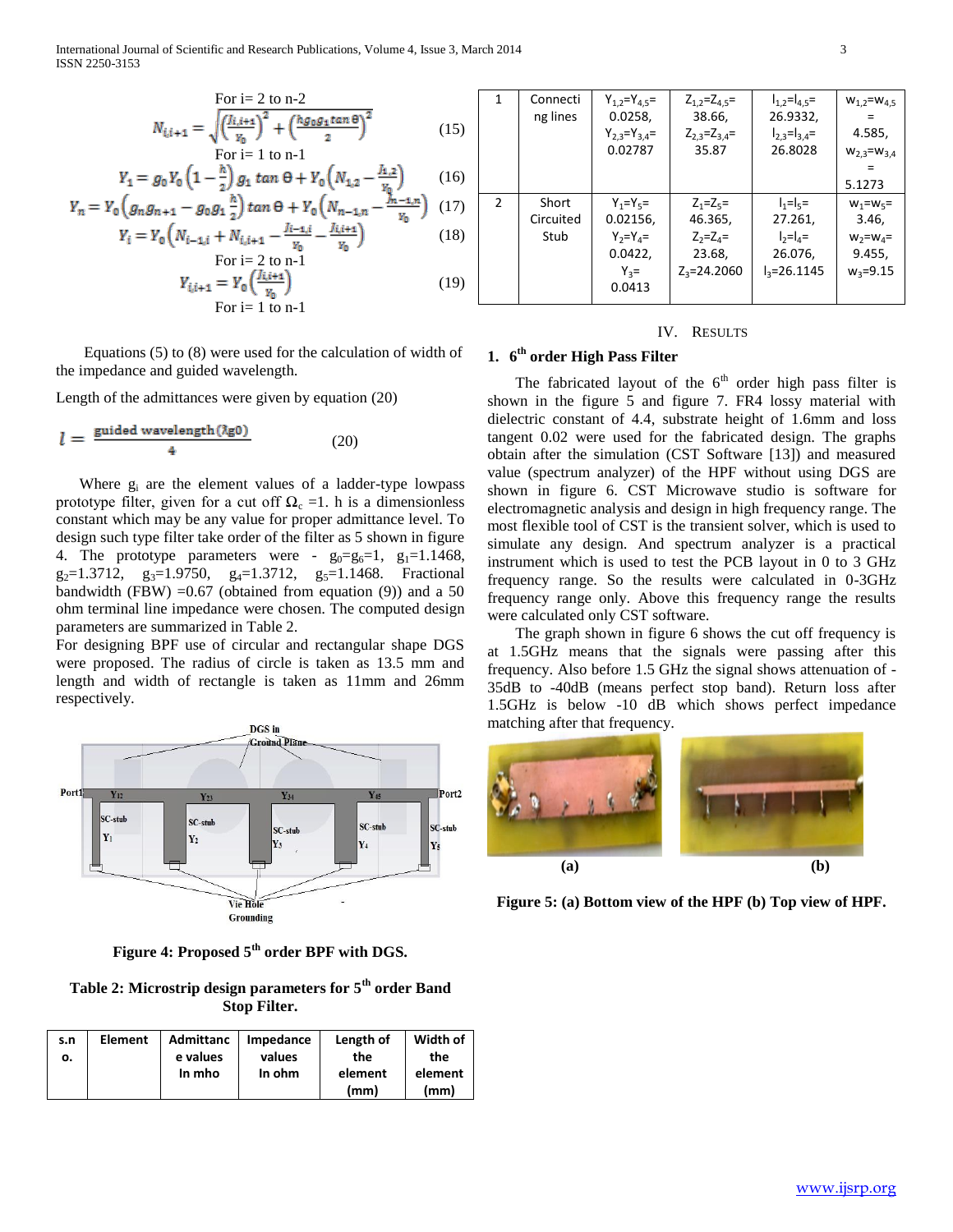For i= 2 to n-2

$$N_{i,i+1} = \sqrt{\left(\frac{J_{i,i+1}}{Y_0}\right)^2 + \left(\frac{h g_0 g_1 \tan\theta}{2}\right)^2} \quad (15)$$

For i= 1 to n-1

$$Y_1 = g_0 Y_0 \left(1 - \frac{h}{2}\right) g_1 \tan\theta + Y_0 \left(N_{1,2} - \frac{J_{1,2}}{Y_0}\right) \quad (16)$$

$$Y_n = Y_0 \left(g_n g_{n+1} - g_0 g_1 \frac{h}{2}\right) \tan\theta + Y_0 \left(N_{n-1,n} - \frac{J_{n-1,n}}{Y_0}\right) \quad (17)$$

$$Y_i = Y_0 \left(N_{i-1,i} + N_{i,i+1} - \frac{J_{i-1,i}}{Y_0} - \frac{J_{i,i+1}}{Y_0}\right) \quad (18)$$

For i= 2 to n-1

$$Y_{i,i+1} = Y_0 \left(\frac{J_{i,i+1}}{Y_0}\right) \quad (19)$$

For i= 1 to n-1

Equations (5) to (8) were used for the calculation of width of the impedance and guided wavelength.

Length of the admittances were given by equation (20)

$$l = \frac{\text{guided wavelength}(\lambda g0)}{4} \quad (20)$$

Where $g_i$ are the element values of a ladder-type lowpass prototype filter, given for a cut off $\Omega_c$ =1. h is a dimensionless constant which may be any value for proper admittance level. To design such type filter take order of the filter as 5 shown in figure 4. The prototype parameters were - $g_0$=$g_6$=1, $g_1$=1.1468, $g_2$=1.3712, $g_3$=1.9750, $g_4$=1.3712, $g_5$=1.1468. Fractional bandwidth (FBW) =0.67 (obtained from equation (9)) and a 50 ohm terminal line impedance were chosen. The computed design parameters are summarized in Table 2.

For designing BPF use of circular and rectangular shape DGS were proposed. The radius of circle is taken as 13.5 mm and length and width of rectangle is taken as 11mm and 26mm respectively.

**Figure 4: Proposed 5th order BPF with DGS.**

**Table 2: Microstrip design parameters for 5th order Band Stop Filter.**

| s.no. | Element | Admittance values In mho | Impedance values In ohm | Length of the element (mm) | Width of the element (mm) |
|---|---|---|---|---|---|
| 1 | Connecting lines | $Y_{1,2}$=$Y_{4,5}$= 0.0258, $Y_{2,3}$=$Y_{3,4}$= 0.02787 | $Z_{1,2}$=$Z_{4,5}$= 38.66, $Z_{2,3}$=$Z_{3,4}$= 35.87 | $l_{1,2}$=$l_{4,5}$= 26.9332, $l_{2,3}$=$l_{3,4}$= 26.8028 | $w_{1,2}$=$w_{4,5}$ = 4.585, $w_{2,3}$=$w_{3,4}$ = 5.1273 |
| 2 | Short Circuited Stub | $Y_1$=$Y_5$= 0.02156, $Y_2$=$Y_4$= 0.0422, $Y_3$= 0.0413 | $Z_1$=$Z_5$= 46.365, $Z_2$=$Z_4$= 23.68, $Z_3$=24.2060 | $l_1$=$l_5$= 27.261, $l_2$=$l_4$= 26.076, $l_3$=26.1145 | $w_1$=$w_5$= 3.46, $w_2$=$w_4$= 9.455, $w_3$=9.15 |

## IV. Results

### 1. 6th order High Pass Filter

The fabricated layout of the 6th order high pass filter is shown in the figure 5 and figure 7. FR4 lossy material with dielectric constant of 4.4, substrate height of 1.6mm and loss tangent 0.02 were used for the fabricated design. The graphs obtain after the simulation (CST Software [13]) and measured value (spectrum analyzer) of the HPF without using DGS are shown in figure 6. CST Microwave studio is software for electromagnetic analysis and design in high frequency range. The most flexible tool of CST is the transient solver, which is used to simulate any design. And spectrum analyzer is a practical instrument which is used to test the PCB layout in 0 to 3 GHz frequency range. So the results were calculated in 0-3GHz frequency range only. Above this frequency range the results were calculated only CST software.

The graph shown in figure 6 shows the cut off frequency is at 1.5GHz means that the signals were passing after this frequency. Also before 1.5 GHz the signal shows attenuation of -35dB to -40dB (means perfect stop band). Return loss after 1.5GHz is below -10 dB which shows perfect impedance matching after that frequency.

**Figure 5: (a) Bottom view of the HPF (b) Top view of HPF.**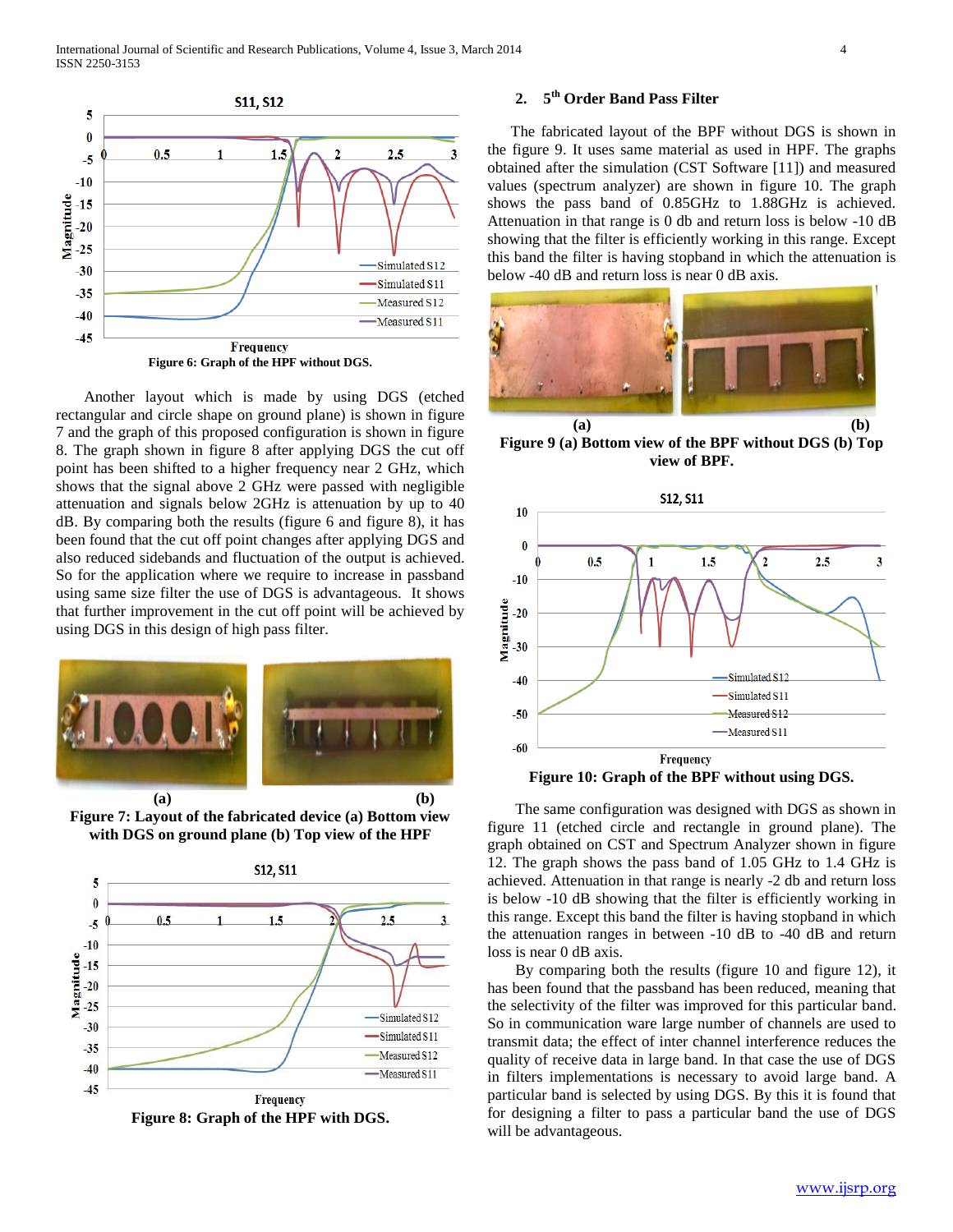Figure 6: Graph of the HPF without DGS.

Another layout which is made by using DGS (etched rectangular and circle shape on ground plane) is shown in figure 7 and the graph of this proposed configuration is shown in figure 8. The graph shown in figure 8 after applying DGS the cut off point has been shifted to a higher frequency near 2 GHz, which shows that the signal above 2 GHz were passed with negligible attenuation and signals below 2GHz is attenuation by up to 40 dB. By comparing both the results (figure 6 and figure 8), it has been found that the cut off point changes after applying DGS and also reduced sidebands and fluctuation of the output is achieved. So for the application where we require to increase in passband using same size filter the use of DGS is advantageous. It shows that further improvement in the cut off point will be achieved by using DGS in this design of high pass filter.

(a) (b)

**Figure 7: Layout of the fabricated device (a) Bottom view with DGS on ground plane (b) Top view of the HPF**

**Figure 8: Graph of the HPF with DGS.**

### 2. 5th Order Band Pass Filter

The fabricated layout of the BPF without DGS is shown in the figure 9. It uses same material as used in HPF. The graphs obtained after the simulation (CST Software [11]) and measured values (spectrum analyzer) are shown in figure 10. The graph shows the pass band of 0.85GHz to 1.88GHz is achieved. Attenuation in that range is 0 db and return loss is below -10 dB showing that the filter is efficiently working in this range. Except this band the filter is having stopband in which the attenuation is below -40 dB and return loss is near 0 dB axis.

(a) (b)

**Figure 9 (a) Bottom view of the BPF without DGS (b) Top view of BPF.**

**Figure 10: Graph of the BPF without using DGS.**

The same configuration was designed with DGS as shown in figure 11 (etched circle and rectangle in ground plane). The graph obtained on CST and Spectrum Analyzer shown in figure 12. The graph shows the pass band of 1.05 GHz to 1.4 GHz is achieved. Attenuation in that range is nearly -2 db and return loss is below -10 dB showing that the filter is efficiently working in this range. Except this band the filter is having stopband in which the attenuation ranges in between -10 dB to -40 dB and return loss is near 0 dB axis.

By comparing both the results (figure 10 and figure 12), it has been found that the passband has been reduced, meaning that the selectivity of the filter was improved for this particular band. So in communication ware large number of channels are used to transmit data; the effect of inter channel interference reduces the quality of receive data in large band. In that case the use of DGS in filters implementations is necessary to avoid large band. A particular band is selected by using DGS. By this it is found that for designing a filter to pass a particular band the use of DGS will be advantageous.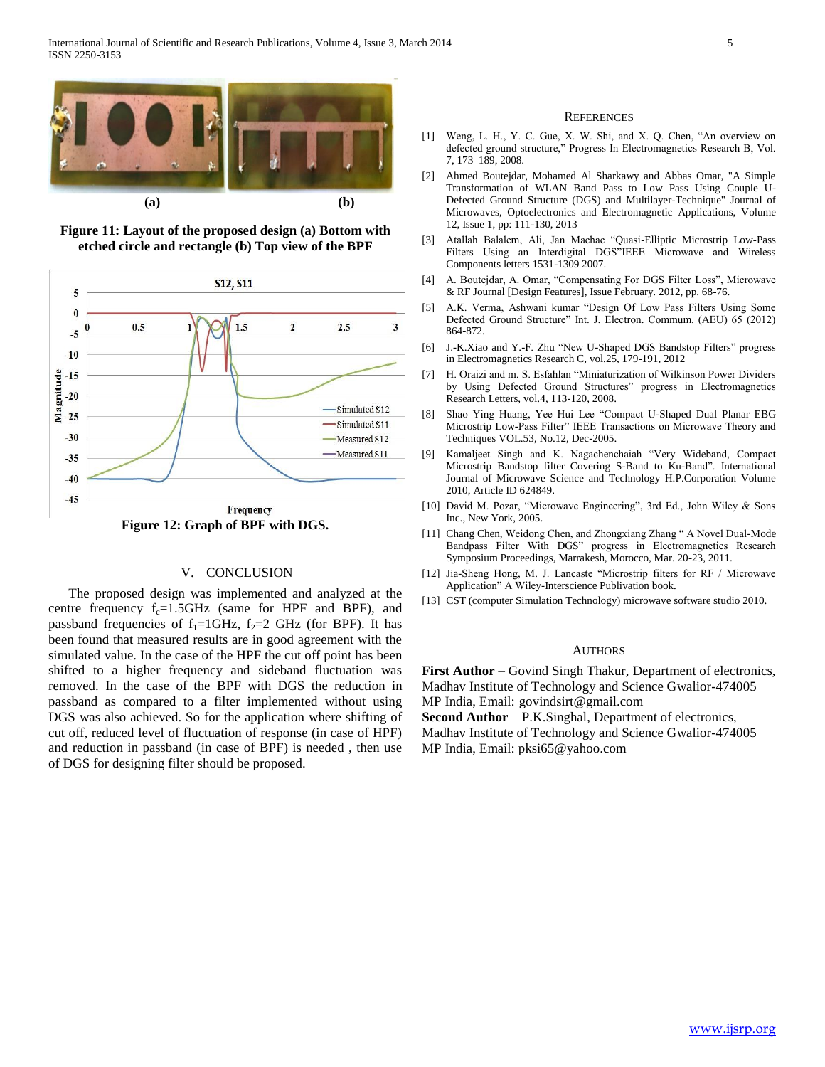(a)

(b)

**Figure 11: Layout of the proposed design (a) Bottom with etched circle and rectangle (b) Top view of the BPF**

S12, S11

Magnitude

5
0
-5
-10
-15
-20
-25
-30
-35
-40
-45

0
0.5
1
1.5
2
2.5
3

Frequency

Simulated S12
Simulated S11
Measured S12
Measured S11

**Figure 12: Graph of BPF with DGS.**

## V. CONCLUSION

The proposed design was implemented and analyzed at the centre frequency $f_c$=1.5GHz (same for HPF and BPF), and passband frequencies of $f_1$=1GHz, $f_2$=2 GHz (for BPF). It has been found that measured results are in good agreement with the simulated value. In the case of the HPF the cut off point has been shifted to a higher frequency and sideband fluctuation was removed. In the case of the BPF with DGS the reduction in passband as compared to a filter implemented without using DGS was also achieved. So for the application where shifting of cut off, reduced level of fluctuation of response (in case of HPF) and reduction in passband (in case of BPF) is needed , then use of DGS for designing filter should be proposed.

## REFERENCES

[1] Weng, L. H., Y. C. Gue, X. W. Shi, and X. Q. Chen, "An overview on defected ground structure," Progress In Electromagnetics Research B, Vol. 7, 173–189, 2008.

[2] Ahmed Boutejdar, Mohamed Al Sharkawy and Abbas Omar, "A Simple Transformation of WLAN Band Pass to Low Pass Using Couple U-Defected Ground Structure (DGS) and Multilayer-Technique" Journal of Microwaves, Optoelectronics and Electromagnetic Applications, Volume 12, Issue 1, pp: 111-130, 2013

[3] Atallah Balalem, Ali, Jan Machac "Quasi-Elliptic Microstrip Low-Pass Filters Using an Interdigital DGS"IEEE Microwave and Wireless Components letters 1531-1309 2007.

[4] A. Boutejdar, A. Omar, "Compensating For DGS Filter Loss", Microwave & RF Journal [Design Features], Issue February. 2012, pp. 68-76.

[5] A.K. Verma, Ashwani kumar "Design Of Low Pass Filters Using Some Defected Ground Structure" Int. J. Electron. Commun. (AEU) 65 (2012) 864-872.

[6] J.-K.Xiao and Y.-F. Zhu "New U-Shaped DGS Bandstop Filters" progress in Electromagnetics Research C, vol.25, 179-191, 2012

[7] H. Oraizi and m. S. Esfahlan "Miniaturization of Wilkinson Power Dividers by Using Defected Ground Structures" progress in Electromagnetics Research Letters, vol.4, 113-120, 2008.

[8] Shao Ying Huang, Yee Hui Lee "Compact U-Shaped Dual Planar EBG Microstrip Low-Pass Filter" IEEE Transactions on Microwave Theory and Techniques VOL.53, No.12, Dec-2005.

[9] Kamaljeet Singh and K. Nagachenchaiah "Very Wideband, Compact Microstrip Bandstop filter Covering S-Band to Ku-Band". International Journal of Microwave Science and Technology H.P.Corporation Volume 2010, Article ID 624849.

[10] David M. Pozar, "Microwave Engineering", 3rd Ed., John Wiley & Sons Inc., New York, 2005.

[11] Chang Chen, Weidong Chen, and Zhongxiang Zhang " A Novel Dual-Mode Bandpass Filter With DGS" progress in Electromagnetics Research Symposium Proceedings, Marrakesh, Morocco, Mar. 20-23, 2011.

[12] Jia-Sheng Hong, M. J. Lancaste "Microstrip filters for RF / Microwave Application" A Wiley-Interscience Publivation book.

[13] CST (computer Simulation Technology) microwave software studio 2010.

## AUTHORS

**First Author** – Govind Singh Thakur, Department of electronics, Madhav Institute of Technology and Science Gwalior-474005 MP India, Email: govindsirt@gmail.com

**Second Author** – P.K.Singhal, Department of electronics, Madhav Institute of Technology and Science Gwalior-474005 MP India, Email: pksi65@yahoo.com